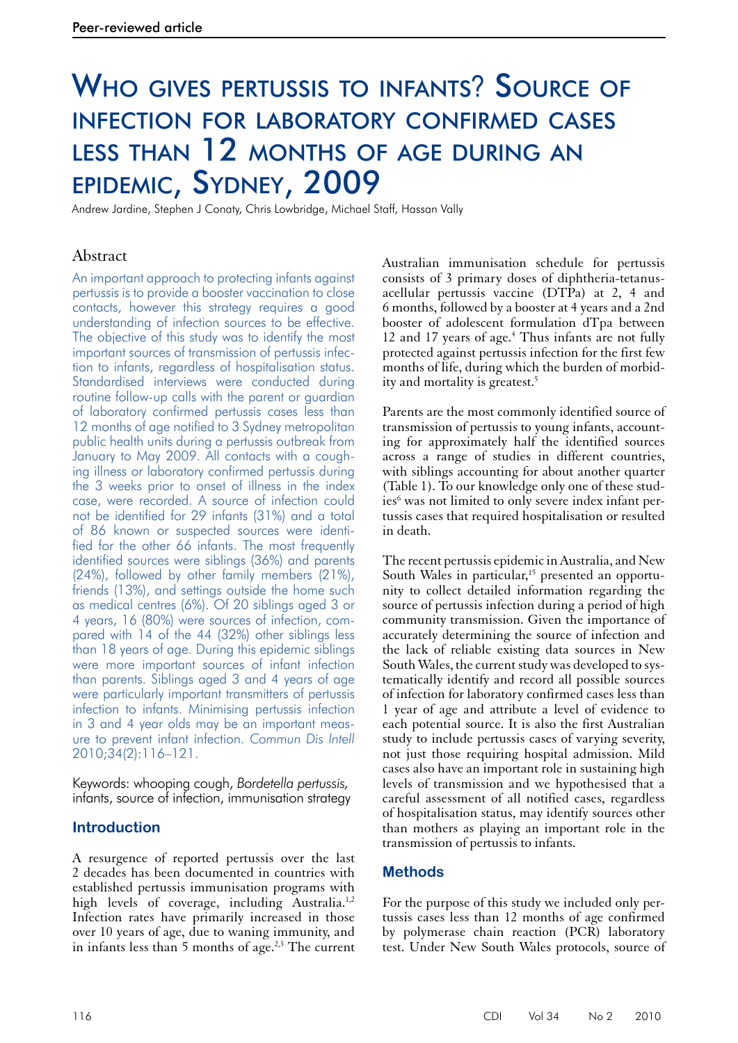# Who gives pertussis to infants? Source of infection for laboratory confirmed cases less than 12 months of age during an epidemic, Sydney, 2009

Andrew Jardine, Stephen J Conaty, Chris Lowbridge, Michael Staff, Hassan Vally

## Abstract

An important approach to protecting infants against pertussis is to provide a booster vaccination to close contacts, however this strategy requires a good understanding of infection sources to be effective. The objective of this study was to identify the most important sources of transmission of pertussis infection to infants, regardless of hospitalisation status. Standardised interviews were conducted during routine follow-up calls with the parent or guardian of laboratory confirmed pertussis cases less than 12 months of age notified to 3 Sydney metropolitan public health units during a pertussis outbreak from January to May 2009. All contacts with a coughing illness or laboratory confirmed pertussis during the 3 weeks prior to onset of illness in the index case, were recorded. A source of infection could not be identified for 29 infants (31%) and a total of 86 known or suspected sources were identified for the other 66 infants. The most frequently identified sources were siblings (36%) and parents (24%), followed by other family members (21%), friends (13%), and settings outside the home such as medical centres (6%). Of 20 siblings aged 3 or 4 years, 16 (80%) were sources of infection, compared with 14 of the 44 (32%) other siblings less than 18 years of age. During this epidemic siblings were more important sources of infant infection than parents. Siblings aged 3 and 4 years of age were particularly important transmitters of pertussis infection to infants. Minimising pertussis infection in 3 and 4 year olds may be an important measure to prevent infant infection. *Commun Dis Intell* 2010;34(2):116–121.

Keywords: whooping cough, *Bordetella pertussis*, infants, source of infection, immunisation strategy

## Introduction

A resurgence of reported pertussis over the last 2 decades has been documented in countries with established pertussis immunisation programs with high levels of coverage, including Australia.[1,2] Infection rates have primarily increased in those over 10 years of age, due to waning immunity, and in infants less than 5 months of age.[2,3] The current Australian immunisation schedule for pertussis consists of 3 primary doses of diphtheria-tetanus-acellular pertussis vaccine (DTPa) at 2, 4 and 6 months, followed by a booster at 4 years and a 2nd booster of adolescent formulation dTpa between 12 and 17 years of age.[4] Thus infants are not fully protected against pertussis infection for the first few months of life, during which the burden of morbidity and mortality is greatest.[5]

Parents are the most commonly identified source of transmission of pertussis to young infants, accounting for approximately half the identified sources across a range of studies in different countries, with siblings accounting for about another quarter (Table 1). To our knowledge only one of these studies[6] was not limited to only severe index infant pertussis cases that required hospitalisation or resulted in death.

The recent pertussis epidemic in Australia, and New South Wales in particular,[15] presented an opportunity to collect detailed information regarding the source of pertussis infection during a period of high community transmission. Given the importance of accurately determining the source of infection and the lack of reliable existing data sources in New South Wales, the current study was developed to systematically identify and record all possible sources of infection for laboratory confirmed cases less than 1 year of age and attribute a level of evidence to each potential source. It is also the first Australian study to include pertussis cases of varying severity, not just those requiring hospital admission. Mild cases also have an important role in sustaining high levels of transmission and we hypothesised that a careful assessment of all notified cases, regardless of hospitalisation status, may identify sources other than mothers as playing an important role in the transmission of pertussis to infants.

## Methods

For the purpose of this study we included only pertussis cases less than 12 months of age confirmed by polymerase chain reaction (PCR) laboratory test. Under New South Wales protocols, source of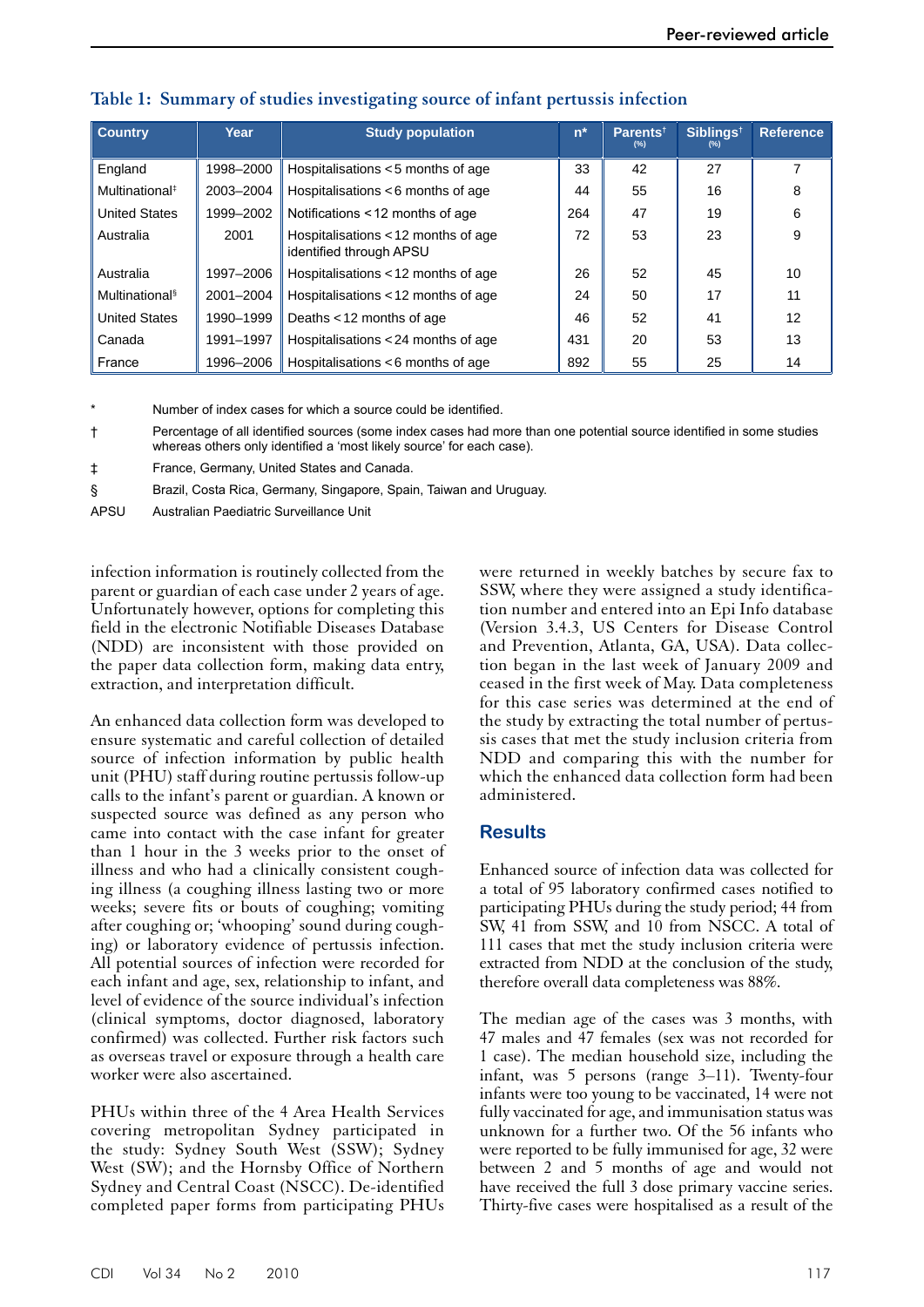**Table 1: Summary of studies investigating source of infant pertussis infection**

| Country | Year | Study population | n* | Parents† (%) | Siblings† (%) | Reference |
|---|---|---|---|---|---|---|
| England | 1998–2000 | Hospitalisations < 5 months of age | 33 | 42 | 27 | 7 |
| Multinational‡ | 2003–2004 | Hospitalisations < 6 months of age | 44 | 55 | 16 | 8 |
| United States | 1999–2002 | Notifications < 12 months of age | 264 | 47 | 19 | 6 |
| Australia | 2001 | Hospitalisations < 12 months of age identified through APSU | 72 | 53 | 23 | 9 |
| Australia | 1997–2006 | Hospitalisations < 12 months of age | 26 | 52 | 45 | 10 |
| Multinational§ | 2001–2004 | Hospitalisations < 12 months of age | 24 | 50 | 17 | 11 |
| United States | 1990–1999 | Deaths < 12 months of age | 46 | 52 | 41 | 12 |
| Canada | 1991–1997 | Hospitalisations < 24 months of age | 431 | 20 | 53 | 13 |
| France | 1996–2006 | Hospitalisations < 6 months of age | 892 | 55 | 25 | 14 |

\* Number of index cases for which a source could be identified.

† Percentage of all identified sources (some index cases had more than one potential source identified in some studies whereas others only identified a 'most likely source' for each case).

‡ France, Germany, United States and Canada.

§ Brazil, Costa Rica, Germany, Singapore, Spain, Taiwan and Uruguay.

APSU Australian Paediatric Surveillance Unit

infection information is routinely collected from the parent or guardian of each case under 2 years of age. Unfortunately however, options for completing this field in the electronic Notifiable Diseases Database (NDD) are inconsistent with those provided on the paper data collection form, making data entry, extraction, and interpretation difficult.

An enhanced data collection form was developed to ensure systematic and careful collection of detailed source of infection information by public health unit (PHU) staff during routine pertussis follow-up calls to the infant's parent or guardian. A known or suspected source was defined as any person who came into contact with the case infant for greater than 1 hour in the 3 weeks prior to the onset of illness and who had a clinically consistent coughing illness (a coughing illness lasting two or more weeks; severe fits or bouts of coughing; vomiting after coughing or; 'whooping' sound during coughing) or laboratory evidence of pertussis infection. All potential sources of infection were recorded for each infant and age, sex, relationship to infant, and level of evidence of the source individual's infection (clinical symptoms, doctor diagnosed, laboratory confirmed) was collected. Further risk factors such as overseas travel or exposure through a health care worker were also ascertained.

PHUs within three of the 4 Area Health Services covering metropolitan Sydney participated in the study: Sydney South West (SSW); Sydney West (SW); and the Hornsby Office of Northern Sydney and Central Coast (NSCC). De-identified completed paper forms from participating PHUs were returned in weekly batches by secure fax to SSW, where they were assigned a study identification number and entered into an Epi Info database (Version 3.4.3, US Centers for Disease Control and Prevention, Atlanta, GA, USA). Data collection began in the last week of January 2009 and ceased in the first week of May. Data completeness for this case series was determined at the end of the study by extracting the total number of pertussis cases that met the study inclusion criteria from NDD and comparing this with the number for which the enhanced data collection form had been administered.

## Results

Enhanced source of infection data was collected for a total of 95 laboratory confirmed cases notified to participating PHUs during the study period; 44 from SW, 41 from SSW, and 10 from NSCC. A total of 111 cases that met the study inclusion criteria were extracted from NDD at the conclusion of the study, therefore overall data completeness was 88%.

The median age of the cases was 3 months, with 47 males and 47 females (sex was not recorded for 1 case). The median household size, including the infant, was 5 persons (range 3–11). Twenty-four infants were too young to be vaccinated, 14 were not fully vaccinated for age, and immunisation status was unknown for a further two. Of the 56 infants who were reported to be fully immunised for age, 32 were between 2 and 5 months of age and would not have received the full 3 dose primary vaccine series. Thirty-five cases were hospitalised as a result of the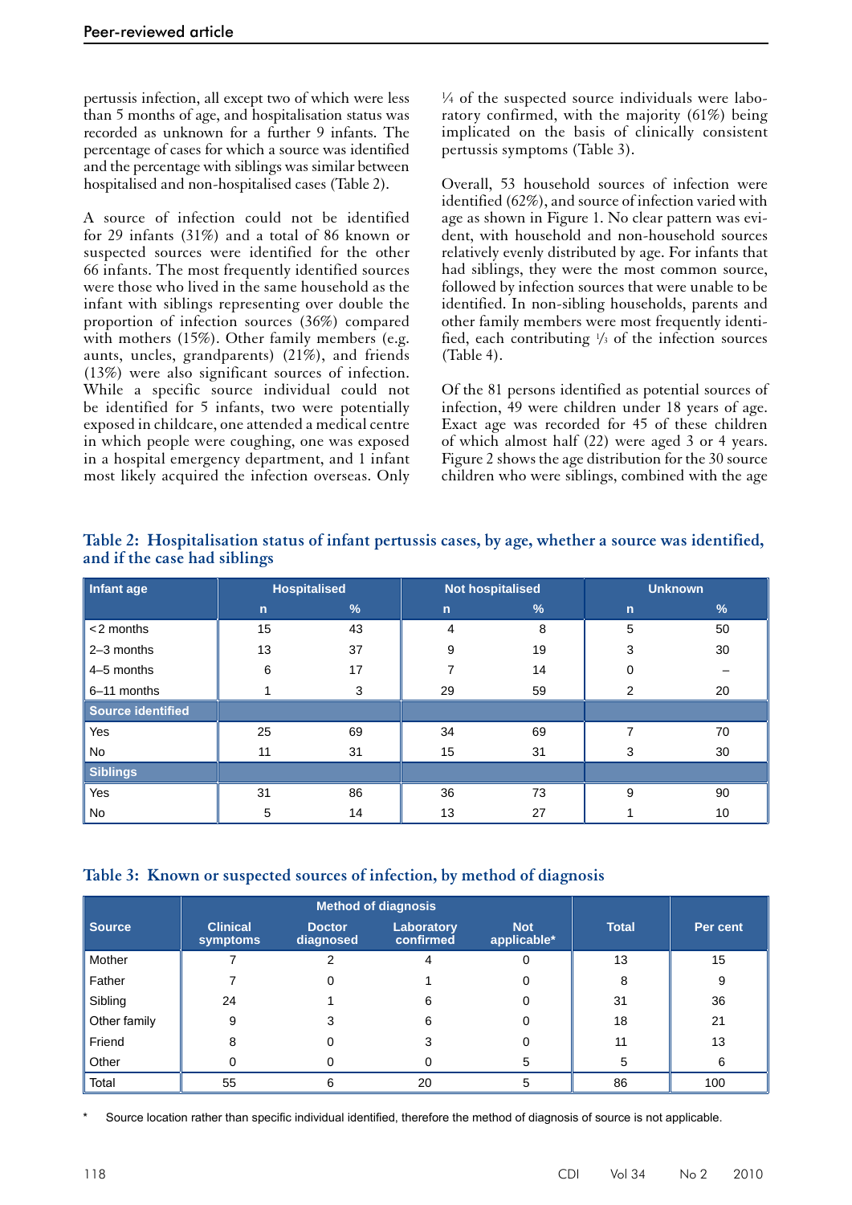pertussis infection, all except two of which were less than 5 months of age, and hospitalisation status was recorded as unknown for a further 9 infants. The percentage of cases for which a source was identified and the percentage with siblings was similar between hospitalised and non-hospitalised cases (Table 2).

A source of infection could not be identified for 29 infants (31%) and a total of 86 known or suspected sources were identified for the other 66 infants. The most frequently identified sources were those who lived in the same household as the infant with siblings representing over double the proportion of infection sources (36%) compared with mothers (15%). Other family members (e.g. aunts, uncles, grandparents) (21%), and friends (13%) were also significant sources of infection. While a specific source individual could not be identified for 5 infants, two were potentially exposed in childcare, one attended a medical centre in which people were coughing, one was exposed in a hospital emergency department, and 1 infant most likely acquired the infection overseas. Only ¼ of the suspected source individuals were laboratory confirmed, with the majority (61%) being implicated on the basis of clinically consistent pertussis symptoms (Table 3).

Overall, 53 household sources of infection were identified (62%), and source of infection varied with age as shown in Figure 1. No clear pattern was evident, with household and non-household sources relatively evenly distributed by age. For infants that had siblings, they were the most common source, followed by infection sources that were unable to be identified. In non-sibling households, parents and other family members were most frequently identified, each contributing ⅓ of the infection sources (Table 4).

Of the 81 persons identified as potential sources of infection, 49 were children under 18 years of age. Exact age was recorded for 45 of these children of which almost half (22) were aged 3 or 4 years. Figure 2 shows the age distribution for the 30 source children who were siblings, combined with the age

**Table 2: Hospitalisation status of infant pertussis cases, by age, whether a source was identified, and if the case had siblings**

| Infant age | Hospitalised | | Not hospitalised | | Unknown | |
|---|---|---|---|---|---|---|
| | n | % | n | % | n | % |
| <2 months | 15 | 43 | 4 | 8 | 5 | 50 |
| 2–3 months | 13 | 37 | 9 | 19 | 3 | 30 |
| 4–5 months | 6 | 17 | 7 | 14 | 0 | – |
| 6–11 months | 1 | 3 | 29 | 59 | 2 | 20 |
| **Source identified** | | | | | | |
| Yes | 25 | 69 | 34 | 69 | 7 | 70 |
| No | 11 | 31 | 15 | 31 | 3 | 30 |
| **Siblings** | | | | | | |
| Yes | 31 | 86 | 36 | 73 | 9 | 90 |
| No | 5 | 14 | 13 | 27 | 1 | 10 |

**Table 3: Known or suspected sources of infection, by method of diagnosis**

| Source | Method of diagnosis | | | | Total | Per cent |
|---|---|---|---|---|---|---|
| | Clinical symptoms | Doctor diagnosed | Laboratory confirmed | Not applicable* | | |
| Mother | 7 | 2 | 4 | 0 | 13 | 15 |
| Father | 7 | 0 | 1 | 0 | 8 | 9 |
| Sibling | 24 | 1 | 6 | 0 | 31 | 36 |
| Other family | 9 | 3 | 6 | 0 | 18 | 21 |
| Friend | 8 | 0 | 3 | 0 | 11 | 13 |
| Other | 0 | 0 | 0 | 5 | 5 | 6 |
| Total | 55 | 6 | 20 | 5 | 86 | 100 |

\* Source location rather than specific individual identified, therefore the method of diagnosis of source is not applicable.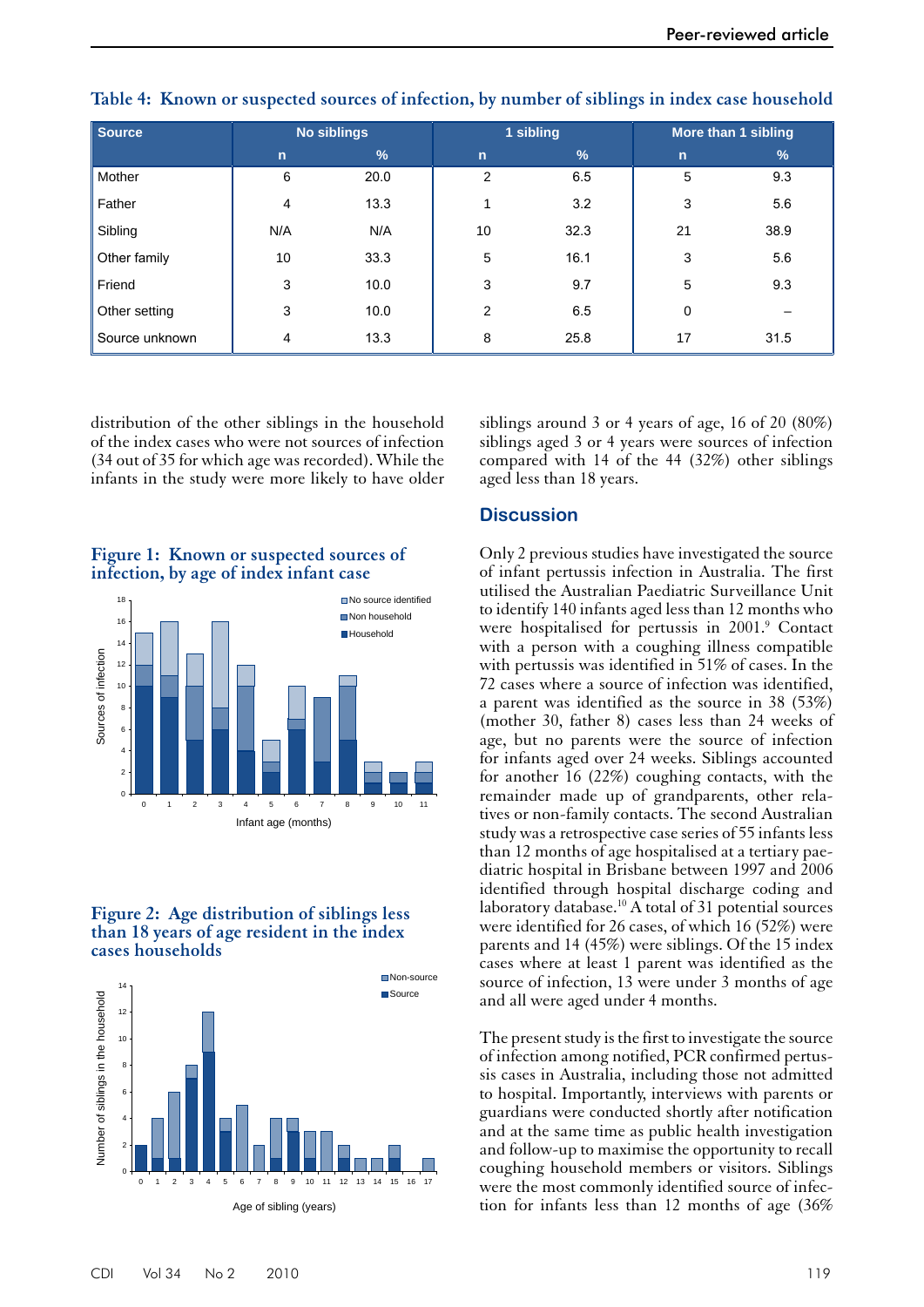**Table 4: Known or suspected sources of infection, by number of siblings in index case household**

| Source | No siblings | | 1 sibling | | More than 1 sibling | |
|---|---|---|---|---|---|---|
| | n | % | n | % | n | % |
| Mother | 6 | 20.0 | 2 | 6.5 | 5 | 9.3 |
| Father | 4 | 13.3 | 1 | 3.2 | 3 | 5.6 |
| Sibling | N/A | N/A | 10 | 32.3 | 21 | 38.9 |
| Other family | 10 | 33.3 | 5 | 16.1 | 3 | 5.6 |
| Friend | 3 | 10.0 | 3 | 9.7 | 5 | 9.3 |
| Other setting | 3 | 10.0 | 2 | 6.5 | 0 | – |
| Source unknown | 4 | 13.3 | 8 | 25.8 | 17 | 31.5 |

distribution of the other siblings in the household of the index cases who were not sources of infection (34 out of 35 for which age was recorded). While the infants in the study were more likely to have older siblings around 3 or 4 years of age, 16 of 20 (80%) siblings aged 3 or 4 years were sources of infection compared with 14 of the 44 (32%) other siblings aged less than 18 years.

**Figure 1: Known or suspected sources of infection, by age of index infant case**

**Figure 2: Age distribution of siblings less than 18 years of age resident in the index cases households**

## Discussion

Only 2 previous studies have investigated the source of infant pertussis infection in Australia. The first utilised the Australian Paediatric Surveillance Unit to identify 140 infants aged less than 12 months who were hospitalised for pertussis in 2001.[9] Contact with a person with a coughing illness compatible with pertussis was identified in 51% of cases. In the 72 cases where a source of infection was identified, a parent was identified as the source in 38 (53%) (mother 30, father 8) cases less than 24 weeks of age, but no parents were the source of infection for infants aged over 24 weeks. Siblings accounted for another 16 (22%) coughing contacts, with the remainder made up of grandparents, other relatives or non-family contacts. The second Australian study was a retrospective case series of 55 infants less than 12 months of age hospitalised at a tertiary paediatric hospital in Brisbane between 1997 and 2006 identified through hospital discharge coding and laboratory database.[10] A total of 31 potential sources were identified for 26 cases, of which 16 (52%) were parents and 14 (45%) were siblings. Of the 15 index cases where at least 1 parent was identified as the source of infection, 13 were under 3 months of age and all were aged under 4 months.

The present study is the first to investigate the source of infection among notified, PCR confirmed pertussis cases in Australia, including those not admitted to hospital. Importantly, interviews with parents or guardians were conducted shortly after notification and at the same time as public health investigation and follow-up to maximise the opportunity to recall coughing household members or visitors. Siblings were the most commonly identified source of infection for infants less than 12 months of age (36%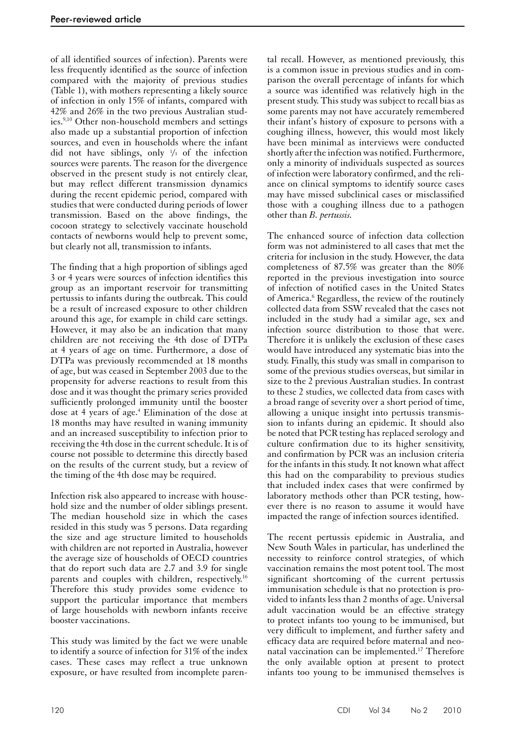of all identified sources of infection). Parents were less frequently identified as the source of infection compared with the majority of previous studies (Table 1), with mothers representing a likely source of infection in only 15% of infants, compared with 42% and 26% in the two previous Australian studies.[9,10] Other non-household members and settings also made up a substantial proportion of infection sources, and even in households where the infant did not have siblings, only 1/3 of the infection sources were parents. The reason for the divergence observed in the present study is not entirely clear, but may reflect different transmission dynamics during the recent epidemic period, compared with studies that were conducted during periods of lower transmission. Based on the above findings, the cocoon strategy to selectively vaccinate household contacts of newborns would help to prevent some, but clearly not all, transmission to infants.

The finding that a high proportion of siblings aged 3 or 4 years were sources of infection identifies this group as an important reservoir for transmitting pertussis to infants during the outbreak. This could be a result of increased exposure to other children around this age, for example in child care settings. However, it may also be an indication that many children are not receiving the 4th dose of DTPa at 4 years of age on time. Furthermore, a dose of DTPa was previously recommended at 18 months of age, but was ceased in September 2003 due to the propensity for adverse reactions to result from this dose and it was thought the primary series provided sufficiently prolonged immunity until the booster dose at 4 years of age.[4] Elimination of the dose at 18 months may have resulted in waning immunity and an increased susceptibility to infection prior to receiving the 4th dose in the current schedule. It is of course not possible to determine this directly based on the results of the current study, but a review of the timing of the 4th dose may be required.

Infection risk also appeared to increase with household size and the number of older siblings present. The median household size in which the cases resided in this study was 5 persons. Data regarding the size and age structure limited to households with children are not reported in Australia, however the average size of households of OECD countries that do report such data are 2.7 and 3.9 for single parents and couples with children, respectively.[16] Therefore this study provides some evidence to support the particular importance that members of large households with newborn infants receive booster vaccinations.

This study was limited by the fact we were unable to identify a source of infection for 31% of the index cases. These cases may reflect a true unknown exposure, or have resulted from incomplete parental recall. However, as mentioned previously, this is a common issue in previous studies and in comparison the overall percentage of infants for which a source was identified was relatively high in the present study. This study was subject to recall bias as some parents may not have accurately remembered their infant's history of exposure to persons with a coughing illness, however, this would most likely have been minimal as interviews were conducted shortly after the infection was notified. Furthermore, only a minority of individuals suspected as sources of infection were laboratory confirmed, and the reliance on clinical symptoms to identify source cases may have missed subclinical cases or misclassified those with a coughing illness due to a pathogen other than *B. pertussis*.

The enhanced source of infection data collection form was not administered to all cases that met the criteria for inclusion in the study. However, the data completeness of 87.5% was greater than the 80% reported in the previous investigation into source of infection of notified cases in the United States of America.[6] Regardless, the review of the routinely collected data from SSW revealed that the cases not included in the study had a similar age, sex and infection source distribution to those that were. Therefore it is unlikely the exclusion of these cases would have introduced any systematic bias into the study. Finally, this study was small in comparison to some of the previous studies overseas, but similar in size to the 2 previous Australian studies. In contrast to these 2 studies, we collected data from cases with a broad range of severity over a short period of time, allowing a unique insight into pertussis transmission to infants during an epidemic. It should also be noted that PCR testing has replaced serology and culture confirmation due to its higher sensitivity, and confirmation by PCR was an inclusion criteria for the infants in this study. It not known what affect this had on the comparability to previous studies that included index cases that were confirmed by laboratory methods other than PCR testing, however there is no reason to assume it would have impacted the range of infection sources identified.

The recent pertussis epidemic in Australia, and New South Wales in particular, has underlined the necessity to reinforce control strategies, of which vaccination remains the most potent tool. The most significant shortcoming of the current pertussis immunisation schedule is that no protection is provided to infants less than 2 months of age. Universal adult vaccination would be an effective strategy to protect infants too young to be immunised, but very difficult to implement, and further safety and efficacy data are required before maternal and neonatal vaccination can be implemented.[17] Therefore the only available option at present to protect infants too young to be immunised themselves is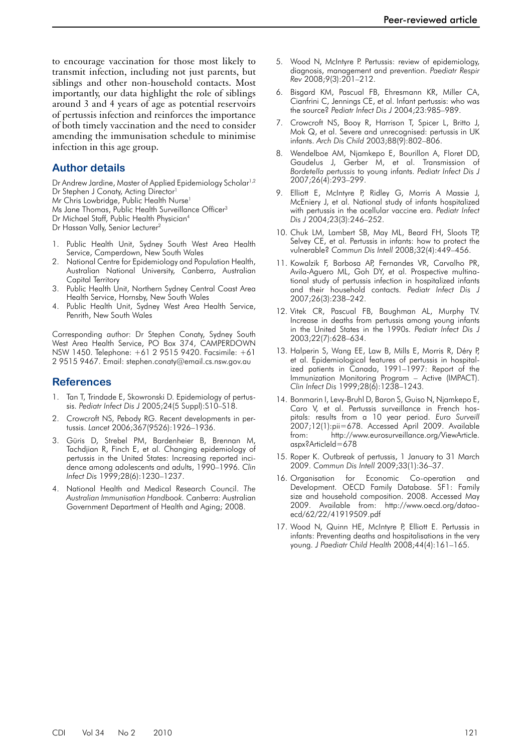to encourage vaccination for those most likely to transmit infection, including not just parents, but siblings and other non-household contacts. Most importantly, our data highlight the role of siblings around 3 and 4 years of age as potential reservoirs of pertussis infection and reinforces the importance of both timely vaccination and the need to consider amending the immunisation schedule to minimise infection in this age group.

## Author details

Dr Andrew Jardine, Master of Applied Epidemiology Scholar[1,2]
Dr Stephen J Conaty, Acting Director[1]
Mr Chris Lowbridge, Public Health Nurse[1]
Ms Jane Thomas, Public Health Surveillance Officer[3]
Dr Michael Staff, Public Health Physician[4]
Dr Hassan Vally, Senior Lecturer[2]

1. Public Health Unit, Sydney South West Area Health Service, Camperdown, New South Wales
2. National Centre for Epidemiology and Population Health, Australian National University, Canberra, Australian Capital Territory
3. Public Health Unit, Northern Sydney Central Coast Area Health Service, Hornsby, New South Wales
4. Public Health Unit, Sydney West Area Health Service, Penrith, New South Wales

Corresponding author: Dr Stephen Conaty, Sydney South West Area Health Service, PO Box 374, CAMPERDOWN NSW 1450. Telephone: +61 2 9515 9420. Facsimile: +61 2 9515 9467. Email: stephen.conaty@email.cs.nsw.gov.au

## References

1. Tan T, Trindade E, Skowronski D. Epidemiology of pertussis. *Pediatr Infect Dis J* 2005;24(5 Suppl):S10–S18.
2. Crowcroft NS, Pebody RG. Recent developments in pertussis. *Lancet* 2006;367(9526):1926–1936.
3. Güris D, Strebel PM, Bardenheier B, Brennan M, Tachdjian R, Finch E, et al. Changing epidemiology of pertussis in the United States: Increasing reported incidence among adolescents and adults, 1990–1996. *Clin Infect Dis* 1999;28(6):1230–1237.
4. National Health and Medical Research Council. *The Australian Immunisation Handbook.* Canberra: Australian Government Department of Health and Aging; 2008.
5. Wood N, McIntyre P. Pertussis: review of epidemiology, diagnosis, management and prevention. *Paediatr Respir Rev* 2008;9(3):201–212.
6. Bisgard KM, Pascual FB, Ehresmann KR, Miller CA, Cianfrini C, Jennings CE, et al. Infant pertussis: who was the source? *Pediatr Infect Dis J* 2004;23:985–989.
7. Crowcroft NS, Booy R, Harrison T, Spicer L, Britto J, Mok Q, et al. Severe and unrecognised: pertussis in UK infants. *Arch Dis Child* 2003;88(9):802–806.
8. Wendelboe AM, Njamkepo E, Bourillon A, Floret DD, Gaudelus J, Gerber M, et al. Transmission of *Bordetella pertussis* to young infants. *Pediatr Infect Dis J* 2007;26(4):293–299.
9. Elliott E, McIntyre P, Ridley G, Morris A Massie J, McEniery J, et al. National study of infants hospitalized with pertussis in the acellular vaccine era. *Pediatr Infect Dis J* 2004;23(3):246–252.
10. Chuk LM, Lambert SB, May ML, Beard FH, Sloots TP, Selvey CE, et al. Pertussis in infants: how to protect the vulnerable? *Commun Dis Intell* 2008;32(4):449–456.
11. Kowalzik F, Barbosa AP, Fernandes VR, Carvalho PR, Avila-Aguero ML, Goh DY, et al. Prospective multinational study of pertussis infection in hospitalized infants and their household contacts. *Pediatr Infect Dis J* 2007;26(3):238–242.
12. Vitek CR, Pascual FB, Baughman AL, Murphy TV. Increase in deaths from pertussis among young infants in the United States in the 1990s. *Pediatr Infect Dis J* 2003;22(7):628–634.
13. Halperin S, Wang EE, Law B, Mills E, Morris R, Déry P, et al. Epidemiological features of pertussis in hospitalized patients in Canada, 1991–1997: Report of the Immunization Monitoring Program – Active (IMPACT). *Clin Infect Dis* 1999;28(6):1238–1243.
14. Bonmarin I, Levy-Bruhl D, Baron S, Guiso N, Njamkepo E, Caro V, et al. Pertussis surveillance in French hospitals: results from a 10 year period. *Euro Surveill* 2007;12(1):pii=678. Accessed April 2009. Available from: http://www.eurosurveillance.org/ViewArticle.aspx?ArticleId=678
15. Roper K. Outbreak of pertussis, 1 January to 31 March 2009. *Commun Dis Intell* 2009;33(1):36–37.
16. Organisation for Economic Co-operation and Development. OECD Family Database. SF1: Family size and household composition. 2008. Accessed May 2009. Available from: http://www.oecd.org/dataoecd/62/22/41919509.pdf
17. Wood N, Quinn HE, McIntyre P, Elliott E. Pertussis in infants: Preventing deaths and hospitalisations in the very young. *J Paediatr Child Health* 2008;44(4):161–165.